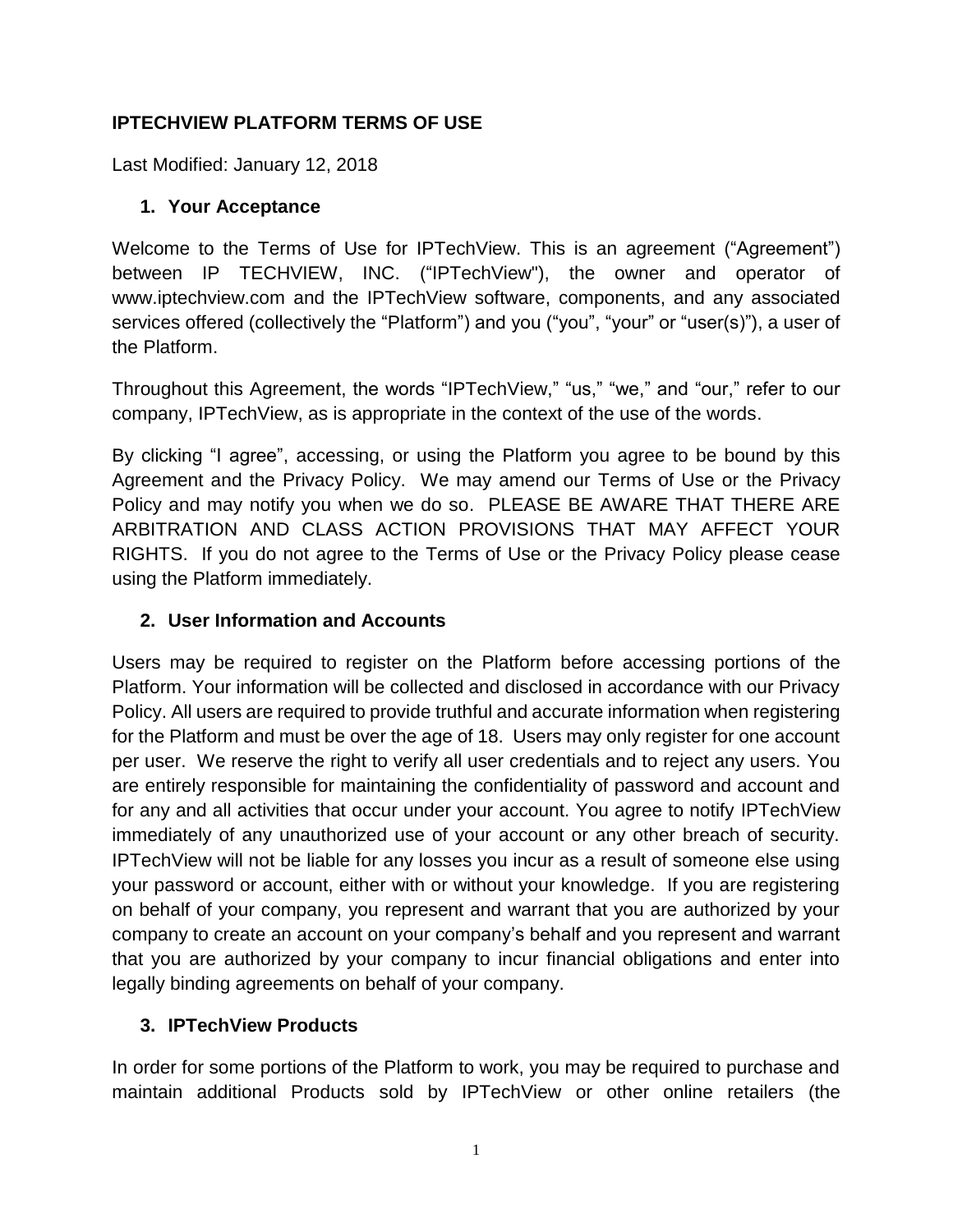**IPTECHVIEW PLATFORM TERMS OF USE**

Last Modified: January 12, 2018

## 1. Your Acceptance

Welcome to the Terms of Use for IPTechView. This is an agreement (“Agreement”) between IP TECHVIEW, INC. (“IPTechView"), the owner and operator of www.iptechview.com and the IPTechView software, components, and any associated services offered (collectively the “Platform”) and you (“you”, “your” or “user(s)”), a user of the Platform.

Throughout this Agreement, the words “IPTechView,” “us,” “we,” and “our,” refer to our company, IPTechView, as is appropriate in the context of the use of the words.

By clicking “I agree”, accessing, or using the Platform you agree to be bound by this Agreement and the Privacy Policy. We may amend our Terms of Use or the Privacy Policy and may notify you when we do so. PLEASE BE AWARE THAT THERE ARE ARBITRATION AND CLASS ACTION PROVISIONS THAT MAY AFFECT YOUR RIGHTS. If you do not agree to the Terms of Use or the Privacy Policy please cease using the Platform immediately.

## 2. User Information and Accounts

Users may be required to register on the Platform before accessing portions of the Platform. Your information will be collected and disclosed in accordance with our Privacy Policy. All users are required to provide truthful and accurate information when registering for the Platform and must be over the age of 18. Users may only register for one account per user. We reserve the right to verify all user credentials and to reject any users. You are entirely responsible for maintaining the confidentiality of password and account and for any and all activities that occur under your account. You agree to notify IPTechView immediately of any unauthorized use of your account or any other breach of security. IPTechView will not be liable for any losses you incur as a result of someone else using your password or account, either with or without your knowledge. If you are registering on behalf of your company, you represent and warrant that you are authorized by your company to create an account on your company’s behalf and you represent and warrant that you are authorized by your company to incur financial obligations and enter into legally binding agreements on behalf of your company.

## 3. IPTechView Products

In order for some portions of the Platform to work, you may be required to purchase and maintain additional Products sold by IPTechView or other online retailers (the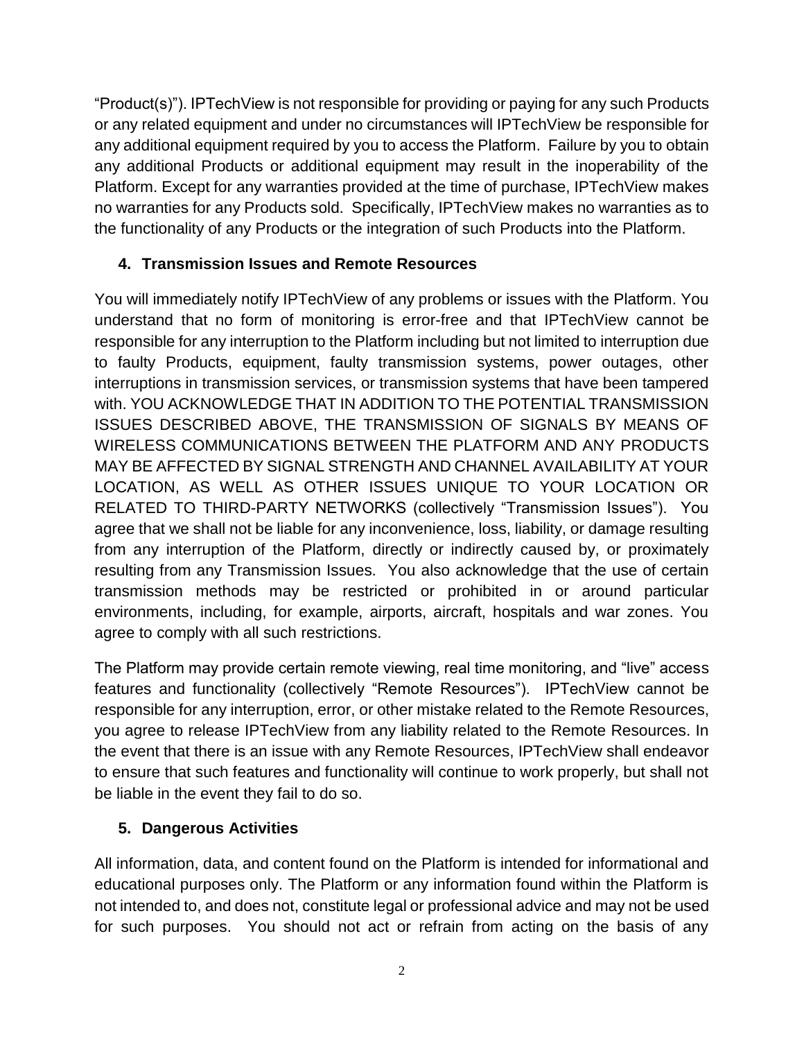"Product(s)"). IPTechView is not responsible for providing or paying for any such Products or any related equipment and under no circumstances will IPTechView be responsible for any additional equipment required by you to access the Platform. Failure by you to obtain any additional Products or additional equipment may result in the inoperability of the Platform. Except for any warranties provided at the time of purchase, IPTechView makes no warranties for any Products sold. Specifically, IPTechView makes no warranties as to the functionality of any Products or the integration of such Products into the Platform.

## 4. Transmission Issues and Remote Resources

You will immediately notify IPTechView of any problems or issues with the Platform. You understand that no form of monitoring is error-free and that IPTechView cannot be responsible for any interruption to the Platform including but not limited to interruption due to faulty Products, equipment, faulty transmission systems, power outages, other interruptions in transmission services, or transmission systems that have been tampered with. YOU ACKNOWLEDGE THAT IN ADDITION TO THE POTENTIAL TRANSMISSION ISSUES DESCRIBED ABOVE, THE TRANSMISSION OF SIGNALS BY MEANS OF WIRELESS COMMUNICATIONS BETWEEN THE PLATFORM AND ANY PRODUCTS MAY BE AFFECTED BY SIGNAL STRENGTH AND CHANNEL AVAILABILITY AT YOUR LOCATION, AS WELL AS OTHER ISSUES UNIQUE TO YOUR LOCATION OR RELATED TO THIRD-PARTY NETWORKS (collectively "Transmission Issues"). You agree that we shall not be liable for any inconvenience, loss, liability, or damage resulting from any interruption of the Platform, directly or indirectly caused by, or proximately resulting from any Transmission Issues. You also acknowledge that the use of certain transmission methods may be restricted or prohibited in or around particular environments, including, for example, airports, aircraft, hospitals and war zones. You agree to comply with all such restrictions.

The Platform may provide certain remote viewing, real time monitoring, and "live" access features and functionality (collectively "Remote Resources"). IPTechView cannot be responsible for any interruption, error, or other mistake related to the Remote Resources, you agree to release IPTechView from any liability related to the Remote Resources. In the event that there is an issue with any Remote Resources, IPTechView shall endeavor to ensure that such features and functionality will continue to work properly, but shall not be liable in the event they fail to do so.

## 5. Dangerous Activities

All information, data, and content found on the Platform is intended for informational and educational purposes only. The Platform or any information found within the Platform is not intended to, and does not, constitute legal or professional advice and may not be used for such purposes. You should not act or refrain from acting on the basis of any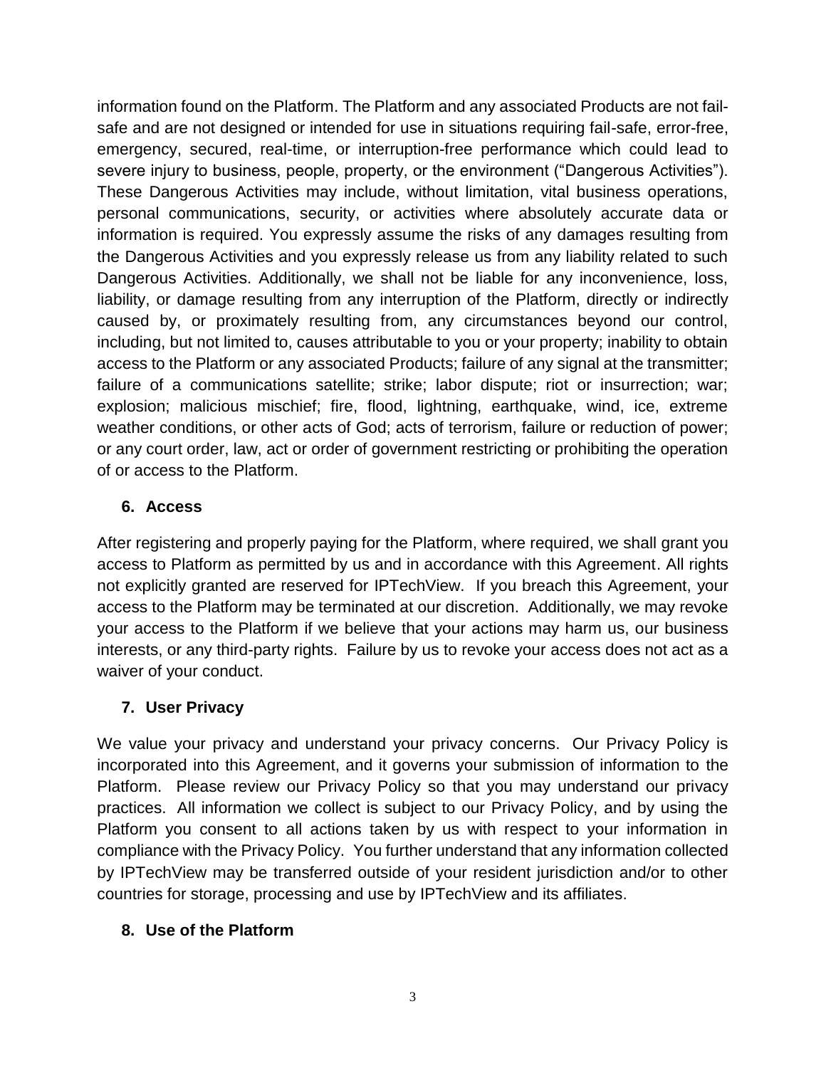information found on the Platform. The Platform and any associated Products are not fail-safe and are not designed or intended for use in situations requiring fail-safe, error-free, emergency, secured, real-time, or interruption-free performance which could lead to severe injury to business, people, property, or the environment ("Dangerous Activities"). These Dangerous Activities may include, without limitation, vital business operations, personal communications, security, or activities where absolutely accurate data or information is required. You expressly assume the risks of any damages resulting from the Dangerous Activities and you expressly release us from any liability related to such Dangerous Activities. Additionally, we shall not be liable for any inconvenience, loss, liability, or damage resulting from any interruption of the Platform, directly or indirectly caused by, or proximately resulting from, any circumstances beyond our control, including, but not limited to, causes attributable to you or your property; inability to obtain access to the Platform or any associated Products; failure of any signal at the transmitter; failure of a communications satellite; strike; labor dispute; riot or insurrection; war; explosion; malicious mischief; fire, flood, lightning, earthquake, wind, ice, extreme weather conditions, or other acts of God; acts of terrorism, failure or reduction of power; or any court order, law, act or order of government restricting or prohibiting the operation of or access to the Platform.

## 6. Access

After registering and properly paying for the Platform, where required, we shall grant you access to Platform as permitted by us and in accordance with this Agreement. All rights not explicitly granted are reserved for IPTechView. If you breach this Agreement, your access to the Platform may be terminated at our discretion. Additionally, we may revoke your access to the Platform if we believe that your actions may harm us, our business interests, or any third-party rights. Failure by us to revoke your access does not act as a waiver of your conduct.

## 7. User Privacy

We value your privacy and understand your privacy concerns. Our Privacy Policy is incorporated into this Agreement, and it governs your submission of information to the Platform. Please review our Privacy Policy so that you may understand our privacy practices. All information we collect is subject to our Privacy Policy, and by using the Platform you consent to all actions taken by us with respect to your information in compliance with the Privacy Policy. You further understand that any information collected by IPTechView may be transferred outside of your resident jurisdiction and/or to other countries for storage, processing and use by IPTechView and its affiliates.

## 8. Use of the Platform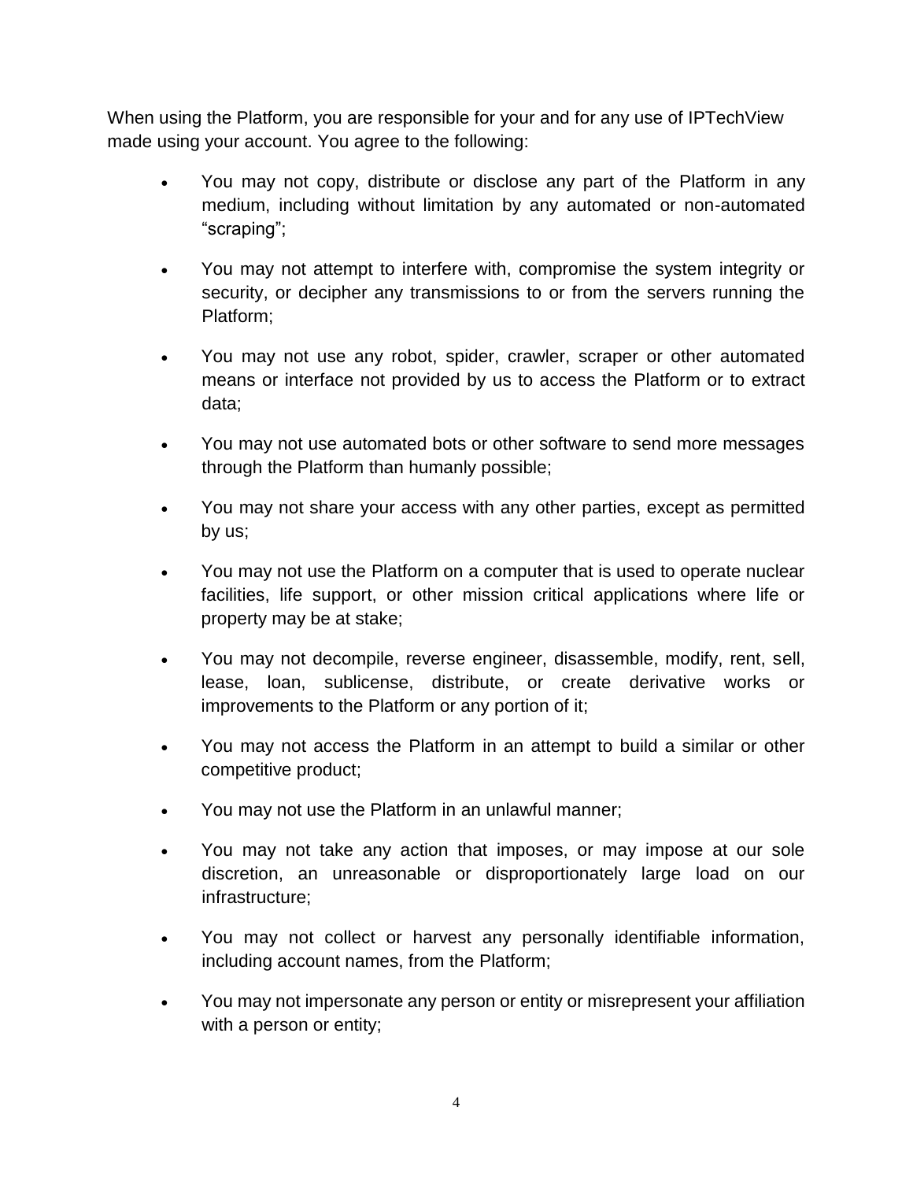When using the Platform, you are responsible for your and for any use of IPTechView made using your account. You agree to the following:

- You may not copy, distribute or disclose any part of the Platform in any medium, including without limitation by any automated or non-automated "scraping";
- You may not attempt to interfere with, compromise the system integrity or security, or decipher any transmissions to or from the servers running the Platform;
- You may not use any robot, spider, crawler, scraper or other automated means or interface not provided by us to access the Platform or to extract data;
- You may not use automated bots or other software to send more messages through the Platform than humanly possible;
- You may not share your access with any other parties, except as permitted by us;
- You may not use the Platform on a computer that is used to operate nuclear facilities, life support, or other mission critical applications where life or property may be at stake;
- You may not decompile, reverse engineer, disassemble, modify, rent, sell, lease, loan, sublicense, distribute, or create derivative works or improvements to the Platform or any portion of it;
- You may not access the Platform in an attempt to build a similar or other competitive product;
- You may not use the Platform in an unlawful manner;
- You may not take any action that imposes, or may impose at our sole discretion, an unreasonable or disproportionately large load on our infrastructure;
- You may not collect or harvest any personally identifiable information, including account names, from the Platform;
- You may not impersonate any person or entity or misrepresent your affiliation with a person or entity;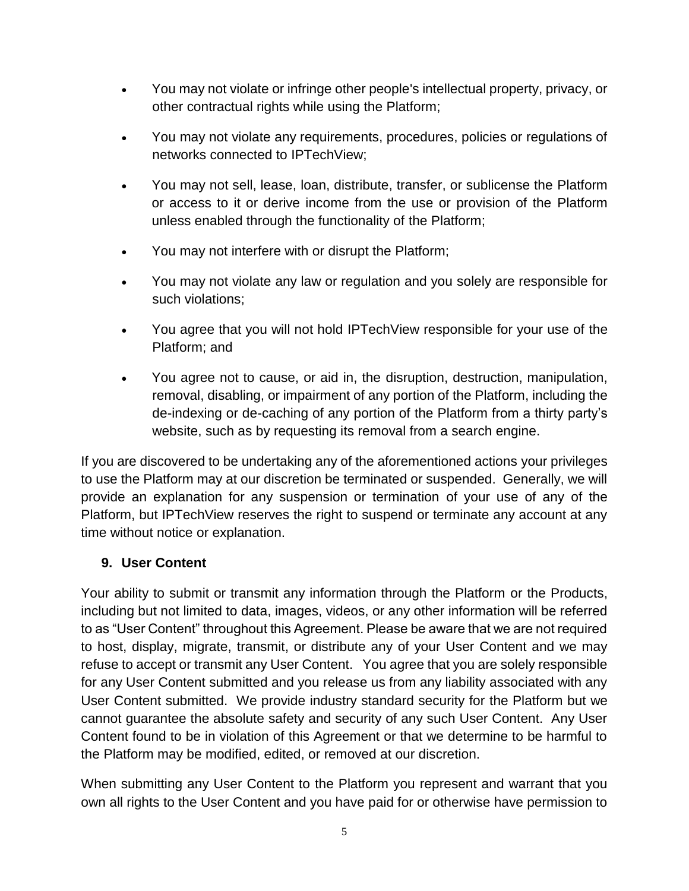- You may not violate or infringe other people's intellectual property, privacy, or other contractual rights while using the Platform;
- You may not violate any requirements, procedures, policies or regulations of networks connected to IPTechView;
- You may not sell, lease, loan, distribute, transfer, or sublicense the Platform or access to it or derive income from the use or provision of the Platform unless enabled through the functionality of the Platform;
- You may not interfere with or disrupt the Platform;
- You may not violate any law or regulation and you solely are responsible for such violations;
- You agree that you will not hold IPTechView responsible for your use of the Platform; and
- You agree not to cause, or aid in, the disruption, destruction, manipulation, removal, disabling, or impairment of any portion of the Platform, including the de-indexing or de-caching of any portion of the Platform from a thirty party's website, such as by requesting its removal from a search engine.

If you are discovered to be undertaking any of the aforementioned actions your privileges to use the Platform may at our discretion be terminated or suspended. Generally, we will provide an explanation for any suspension or termination of your use of any of the Platform, but IPTechView reserves the right to suspend or terminate any account at any time without notice or explanation.

## 9. User Content

Your ability to submit or transmit any information through the Platform or the Products, including but not limited to data, images, videos, or any other information will be referred to as "User Content" throughout this Agreement. Please be aware that we are not required to host, display, migrate, transmit, or distribute any of your User Content and we may refuse to accept or transmit any User Content. You agree that you are solely responsible for any User Content submitted and you release us from any liability associated with any User Content submitted. We provide industry standard security for the Platform but we cannot guarantee the absolute safety and security of any such User Content. Any User Content found to be in violation of this Agreement or that we determine to be harmful to the Platform may be modified, edited, or removed at our discretion.

When submitting any User Content to the Platform you represent and warrant that you own all rights to the User Content and you have paid for or otherwise have permission to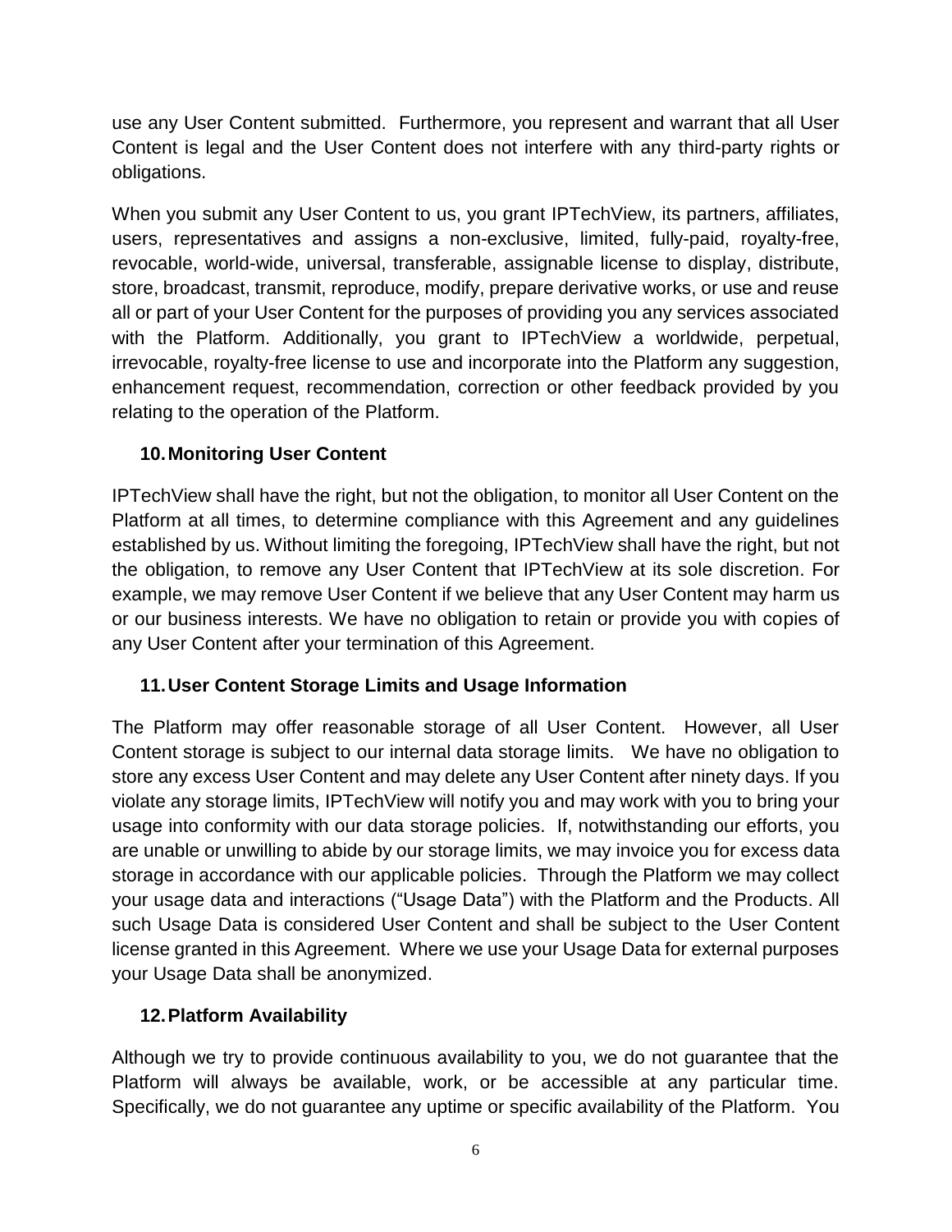use any User Content submitted. Furthermore, you represent and warrant that all User Content is legal and the User Content does not interfere with any third-party rights or obligations.

When you submit any User Content to us, you grant IPTechView, its partners, affiliates, users, representatives and assigns a non-exclusive, limited, fully-paid, royalty-free, revocable, world-wide, universal, transferable, assignable license to display, distribute, store, broadcast, transmit, reproduce, modify, prepare derivative works, or use and reuse all or part of your User Content for the purposes of providing you any services associated with the Platform. Additionally, you grant to IPTechView a worldwide, perpetual, irrevocable, royalty-free license to use and incorporate into the Platform any suggestion, enhancement request, recommendation, correction or other feedback provided by you relating to the operation of the Platform.

## 10. Monitoring User Content

IPTechView shall have the right, but not the obligation, to monitor all User Content on the Platform at all times, to determine compliance with this Agreement and any guidelines established by us. Without limiting the foregoing, IPTechView shall have the right, but not the obligation, to remove any User Content that IPTechView at its sole discretion. For example, we may remove User Content if we believe that any User Content may harm us or our business interests. We have no obligation to retain or provide you with copies of any User Content after your termination of this Agreement.

## 11. User Content Storage Limits and Usage Information

The Platform may offer reasonable storage of all User Content. However, all User Content storage is subject to our internal data storage limits. We have no obligation to store any excess User Content and may delete any User Content after ninety days. If you violate any storage limits, IPTechView will notify you and may work with you to bring your usage into conformity with our data storage policies. If, notwithstanding our efforts, you are unable or unwilling to abide by our storage limits, we may invoice you for excess data storage in accordance with our applicable policies. Through the Platform we may collect your usage data and interactions ("Usage Data") with the Platform and the Products. All such Usage Data is considered User Content and shall be subject to the User Content license granted in this Agreement. Where we use your Usage Data for external purposes your Usage Data shall be anonymized.

## 12. Platform Availability

Although we try to provide continuous availability to you, we do not guarantee that the Platform will always be available, work, or be accessible at any particular time. Specifically, we do not guarantee any uptime or specific availability of the Platform. You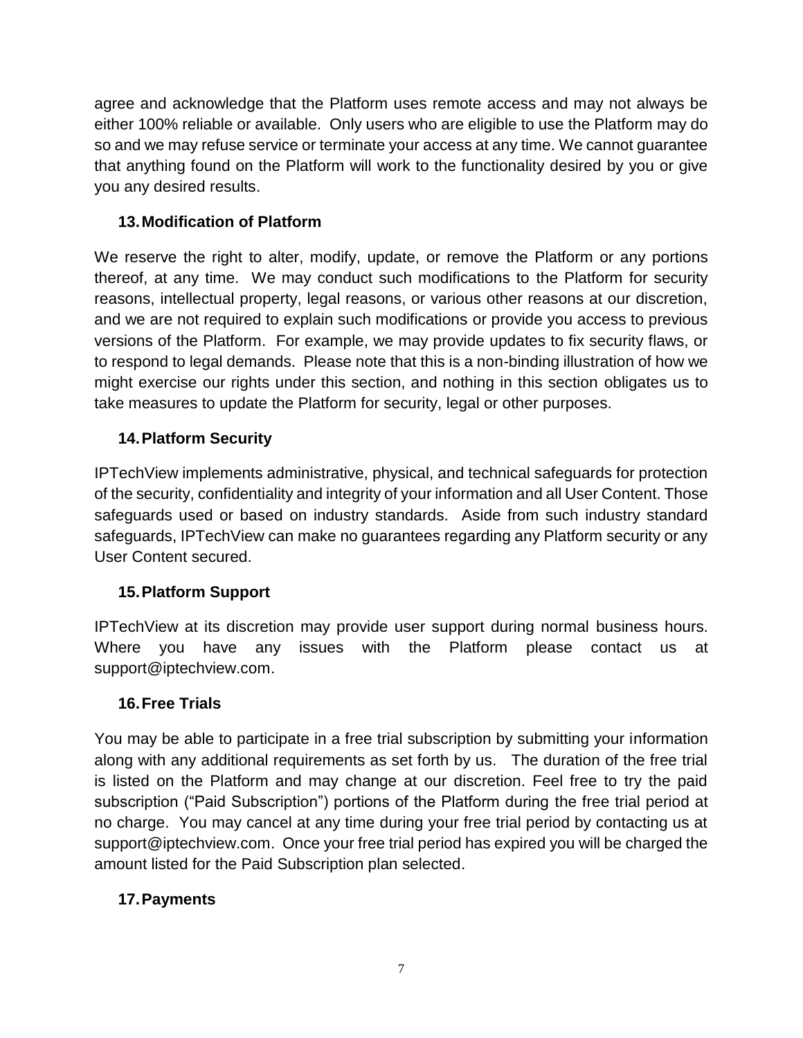agree and acknowledge that the Platform uses remote access and may not always be either 100% reliable or available. Only users who are eligible to use the Platform may do so and we may refuse service or terminate your access at any time. We cannot guarantee that anything found on the Platform will work to the functionality desired by you or give you any desired results.

### 13. Modification of Platform

We reserve the right to alter, modify, update, or remove the Platform or any portions thereof, at any time. We may conduct such modifications to the Platform for security reasons, intellectual property, legal reasons, or various other reasons at our discretion, and we are not required to explain such modifications or provide you access to previous versions of the Platform. For example, we may provide updates to fix security flaws, or to respond to legal demands. Please note that this is a non-binding illustration of how we might exercise our rights under this section, and nothing in this section obligates us to take measures to update the Platform for security, legal or other purposes.

### 14. Platform Security

IPTechView implements administrative, physical, and technical safeguards for protection of the security, confidentiality and integrity of your information and all User Content. Those safeguards used or based on industry standards. Aside from such industry standard safeguards, IPTechView can make no guarantees regarding any Platform security or any User Content secured.

### 15. Platform Support

IPTechView at its discretion may provide user support during normal business hours. Where you have any issues with the Platform please contact us at support@iptechview.com.

### 16. Free Trials

You may be able to participate in a free trial subscription by submitting your information along with any additional requirements as set forth by us. The duration of the free trial is listed on the Platform and may change at our discretion. Feel free to try the paid subscription ("Paid Subscription") portions of the Platform during the free trial period at no charge. You may cancel at any time during your free trial period by contacting us at support@iptechview.com. Once your free trial period has expired you will be charged the amount listed for the Paid Subscription plan selected.

### 17. Payments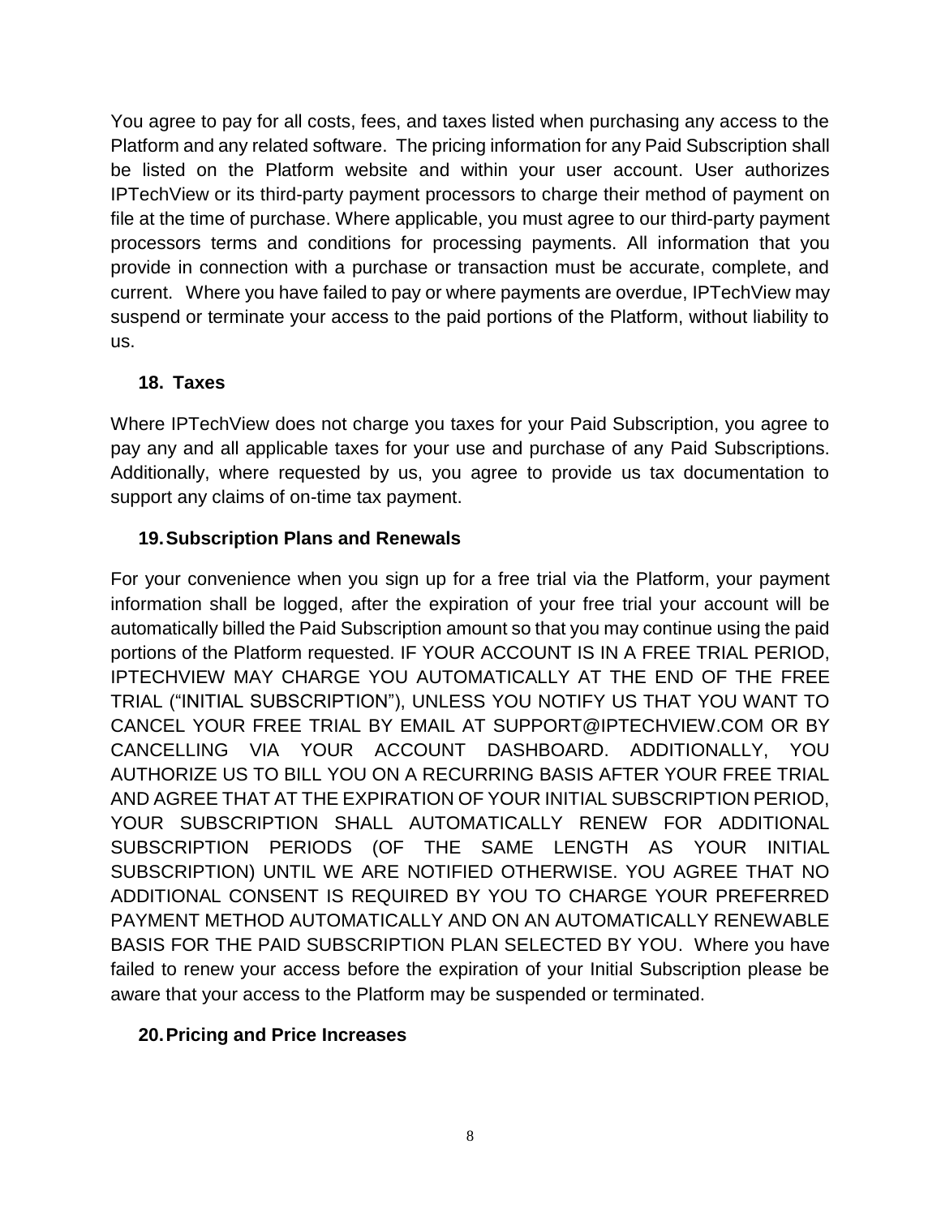You agree to pay for all costs, fees, and taxes listed when purchasing any access to the Platform and any related software. The pricing information for any Paid Subscription shall be listed on the Platform website and within your user account. User authorizes IPTechView or its third-party payment processors to charge their method of payment on file at the time of purchase. Where applicable, you must agree to our third-party payment processors terms and conditions for processing payments. All information that you provide in connection with a purchase or transaction must be accurate, complete, and current. Where you have failed to pay or where payments are overdue, IPTechView may suspend or terminate your access to the paid portions of the Platform, without liability to us.

### 18. Taxes

Where IPTechView does not charge you taxes for your Paid Subscription, you agree to pay any and all applicable taxes for your use and purchase of any Paid Subscriptions. Additionally, where requested by us, you agree to provide us tax documentation to support any claims of on-time tax payment.

### 19. Subscription Plans and Renewals

For your convenience when you sign up for a free trial via the Platform, your payment information shall be logged, after the expiration of your free trial your account will be automatically billed the Paid Subscription amount so that you may continue using the paid portions of the Platform requested. IF YOUR ACCOUNT IS IN A FREE TRIAL PERIOD, IPTECHVIEW MAY CHARGE YOU AUTOMATICALLY AT THE END OF THE FREE TRIAL ("INITIAL SUBSCRIPTION"), UNLESS YOU NOTIFY US THAT YOU WANT TO CANCEL YOUR FREE TRIAL BY EMAIL AT SUPPORT@IPTECHVIEW.COM OR BY CANCELLING VIA YOUR ACCOUNT DASHBOARD. ADDITIONALLY, YOU AUTHORIZE US TO BILL YOU ON A RECURRING BASIS AFTER YOUR FREE TRIAL AND AGREE THAT AT THE EXPIRATION OF YOUR INITIAL SUBSCRIPTION PERIOD, YOUR SUBSCRIPTION SHALL AUTOMATICALLY RENEW FOR ADDITIONAL SUBSCRIPTION PERIODS (OF THE SAME LENGTH AS YOUR INITIAL SUBSCRIPTION) UNTIL WE ARE NOTIFIED OTHERWISE. YOU AGREE THAT NO ADDITIONAL CONSENT IS REQUIRED BY YOU TO CHARGE YOUR PREFERRED PAYMENT METHOD AUTOMATICALLY AND ON AN AUTOMATICALLY RENEWABLE BASIS FOR THE PAID SUBSCRIPTION PLAN SELECTED BY YOU. Where you have failed to renew your access before the expiration of your Initial Subscription please be aware that your access to the Platform may be suspended or terminated.

### 20. Pricing and Price Increases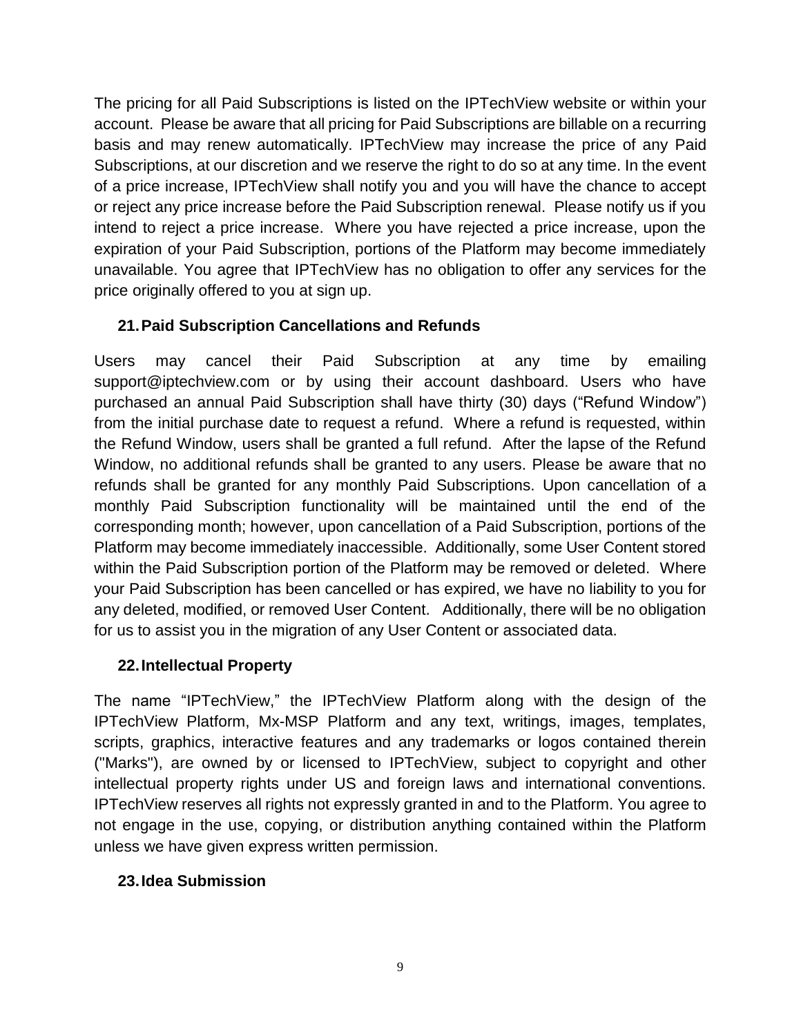The pricing for all Paid Subscriptions is listed on the IPTechView website or within your account. Please be aware that all pricing for Paid Subscriptions are billable on a recurring basis and may renew automatically. IPTechView may increase the price of any Paid Subscriptions, at our discretion and we reserve the right to do so at any time. In the event of a price increase, IPTechView shall notify you and you will have the chance to accept or reject any price increase before the Paid Subscription renewal. Please notify us if you intend to reject a price increase. Where you have rejected a price increase, upon the expiration of your Paid Subscription, portions of the Platform may become immediately unavailable. You agree that IPTechView has no obligation to offer any services for the price originally offered to you at sign up.

## 21. Paid Subscription Cancellations and Refunds

Users may cancel their Paid Subscription at any time by emailing support@iptechview.com or by using their account dashboard. Users who have purchased an annual Paid Subscription shall have thirty (30) days ("Refund Window") from the initial purchase date to request a refund. Where a refund is requested, within the Refund Window, users shall be granted a full refund. After the lapse of the Refund Window, no additional refunds shall be granted to any users. Please be aware that no refunds shall be granted for any monthly Paid Subscriptions. Upon cancellation of a monthly Paid Subscription functionality will be maintained until the end of the corresponding month; however, upon cancellation of a Paid Subscription, portions of the Platform may become immediately inaccessible. Additionally, some User Content stored within the Paid Subscription portion of the Platform may be removed or deleted. Where your Paid Subscription has been cancelled or has expired, we have no liability to you for any deleted, modified, or removed User Content. Additionally, there will be no obligation for us to assist you in the migration of any User Content or associated data.

## 22. Intellectual Property

The name "IPTechView," the IPTechView Platform along with the design of the IPTechView Platform, Mx-MSP Platform and any text, writings, images, templates, scripts, graphics, interactive features and any trademarks or logos contained therein ("Marks"), are owned by or licensed to IPTechView, subject to copyright and other intellectual property rights under US and foreign laws and international conventions. IPTechView reserves all rights not expressly granted in and to the Platform. You agree to not engage in the use, copying, or distribution anything contained within the Platform unless we have given express written permission.

## 23. Idea Submission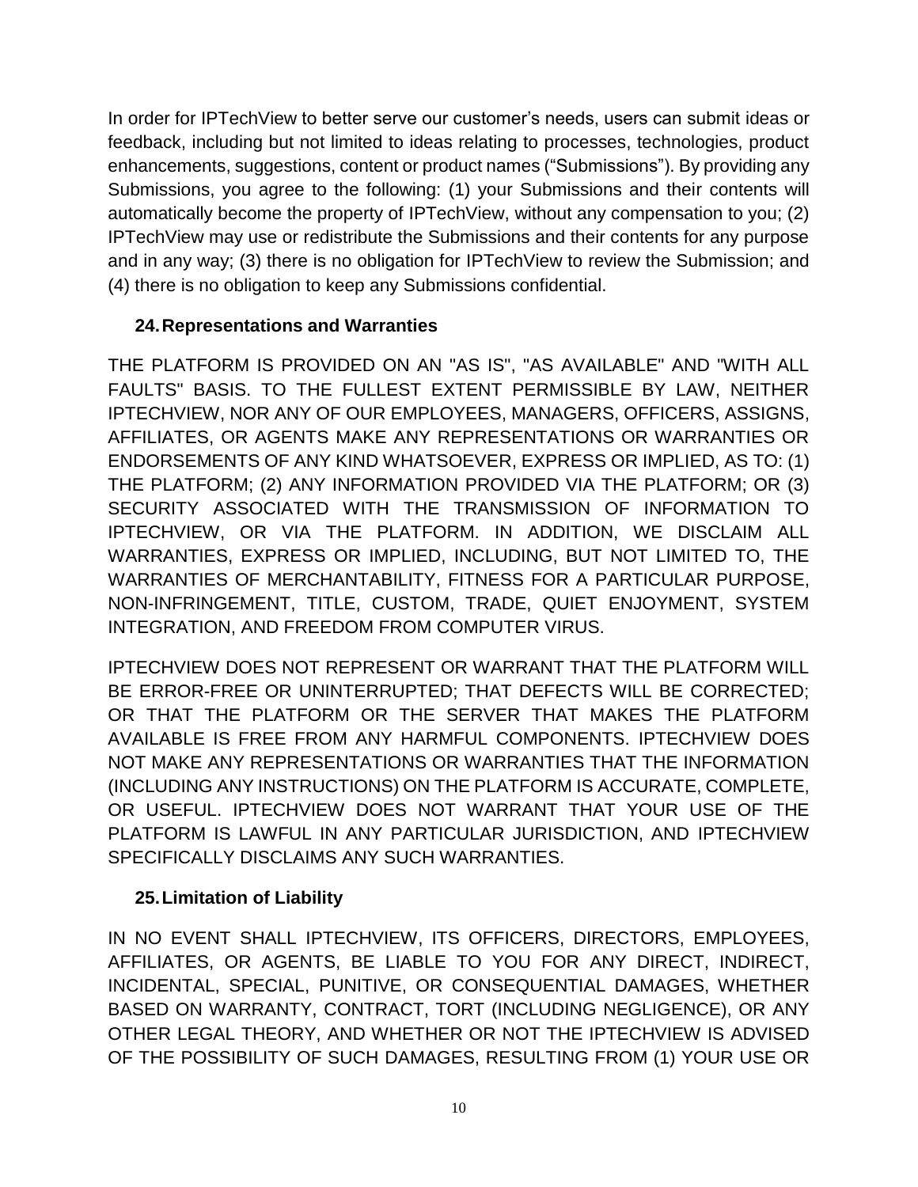In order for IPTechView to better serve our customer's needs, users can submit ideas or feedback, including but not limited to ideas relating to processes, technologies, product enhancements, suggestions, content or product names ("Submissions"). By providing any Submissions, you agree to the following: (1) your Submissions and their contents will automatically become the property of IPTechView, without any compensation to you; (2) IPTechView may use or redistribute the Submissions and their contents for any purpose and in any way; (3) there is no obligation for IPTechView to review the Submission; and (4) there is no obligation to keep any Submissions confidential.

## 24. Representations and Warranties

THE PLATFORM IS PROVIDED ON AN "AS IS", "AS AVAILABLE" AND "WITH ALL FAULTS" BASIS. TO THE FULLEST EXTENT PERMISSIBLE BY LAW, NEITHER IPTECHVIEW, NOR ANY OF OUR EMPLOYEES, MANAGERS, OFFICERS, ASSIGNS, AFFILIATES, OR AGENTS MAKE ANY REPRESENTATIONS OR WARRANTIES OR ENDORSEMENTS OF ANY KIND WHATSOEVER, EXPRESS OR IMPLIED, AS TO: (1) THE PLATFORM; (2) ANY INFORMATION PROVIDED VIA THE PLATFORM; OR (3) SECURITY ASSOCIATED WITH THE TRANSMISSION OF INFORMATION TO IPTECHVIEW, OR VIA THE PLATFORM. IN ADDITION, WE DISCLAIM ALL WARRANTIES, EXPRESS OR IMPLIED, INCLUDING, BUT NOT LIMITED TO, THE WARRANTIES OF MERCHANTABILITY, FITNESS FOR A PARTICULAR PURPOSE, NON-INFRINGEMENT, TITLE, CUSTOM, TRADE, QUIET ENJOYMENT, SYSTEM INTEGRATION, AND FREEDOM FROM COMPUTER VIRUS.

IPTECHVIEW DOES NOT REPRESENT OR WARRANT THAT THE PLATFORM WILL BE ERROR-FREE OR UNINTERRUPTED; THAT DEFECTS WILL BE CORRECTED; OR THAT THE PLATFORM OR THE SERVER THAT MAKES THE PLATFORM AVAILABLE IS FREE FROM ANY HARMFUL COMPONENTS. IPTECHVIEW DOES NOT MAKE ANY REPRESENTATIONS OR WARRANTIES THAT THE INFORMATION (INCLUDING ANY INSTRUCTIONS) ON THE PLATFORM IS ACCURATE, COMPLETE, OR USEFUL. IPTECHVIEW DOES NOT WARRANT THAT YOUR USE OF THE PLATFORM IS LAWFUL IN ANY PARTICULAR JURISDICTION, AND IPTECHVIEW SPECIFICALLY DISCLAIMS ANY SUCH WARRANTIES.

## 25. Limitation of Liability

IN NO EVENT SHALL IPTECHVIEW, ITS OFFICERS, DIRECTORS, EMPLOYEES, AFFILIATES, OR AGENTS, BE LIABLE TO YOU FOR ANY DIRECT, INDIRECT, INCIDENTAL, SPECIAL, PUNITIVE, OR CONSEQUENTIAL DAMAGES, WHETHER BASED ON WARRANTY, CONTRACT, TORT (INCLUDING NEGLIGENCE), OR ANY OTHER LEGAL THEORY, AND WHETHER OR NOT THE IPTECHVIEW IS ADVISED OF THE POSSIBILITY OF SUCH DAMAGES, RESULTING FROM (1) YOUR USE OR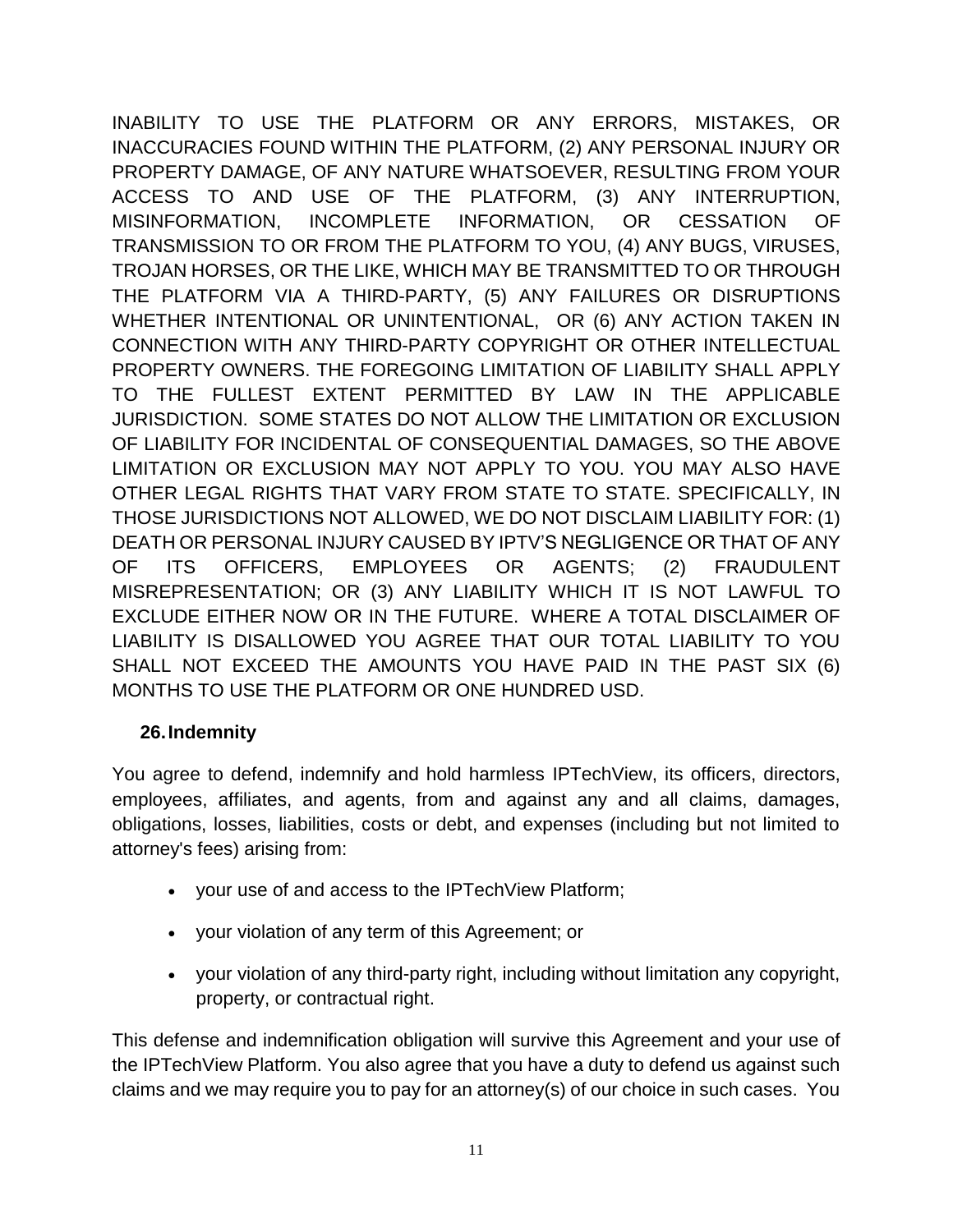INABILITY TO USE THE PLATFORM OR ANY ERRORS, MISTAKES, OR INACCURACIES FOUND WITHIN THE PLATFORM, (2) ANY PERSONAL INJURY OR PROPERTY DAMAGE, OF ANY NATURE WHATSOEVER, RESULTING FROM YOUR ACCESS TO AND USE OF THE PLATFORM, (3) ANY INTERRUPTION, MISINFORMATION, INCOMPLETE INFORMATION, OR CESSATION OF TRANSMISSION TO OR FROM THE PLATFORM TO YOU, (4) ANY BUGS, VIRUSES, TROJAN HORSES, OR THE LIKE, WHICH MAY BE TRANSMITTED TO OR THROUGH THE PLATFORM VIA A THIRD-PARTY, (5) ANY FAILURES OR DISRUPTIONS WHETHER INTENTIONAL OR UNINTENTIONAL, OR (6) ANY ACTION TAKEN IN CONNECTION WITH ANY THIRD-PARTY COPYRIGHT OR OTHER INTELLECTUAL PROPERTY OWNERS. THE FOREGOING LIMITATION OF LIABILITY SHALL APPLY TO THE FULLEST EXTENT PERMITTED BY LAW IN THE APPLICABLE JURISDICTION. SOME STATES DO NOT ALLOW THE LIMITATION OR EXCLUSION OF LIABILITY FOR INCIDENTAL OF CONSEQUENTIAL DAMAGES, SO THE ABOVE LIMITATION OR EXCLUSION MAY NOT APPLY TO YOU. YOU MAY ALSO HAVE OTHER LEGAL RIGHTS THAT VARY FROM STATE TO STATE. SPECIFICALLY, IN THOSE JURISDICTIONS NOT ALLOWED, WE DO NOT DISCLAIM LIABILITY FOR: (1) DEATH OR PERSONAL INJURY CAUSED BY IPTV'S NEGLIGENCE OR THAT OF ANY OF ITS OFFICERS, EMPLOYEES OR AGENTS; (2) FRAUDULENT MISREPRESENTATION; OR (3) ANY LIABILITY WHICH IT IS NOT LAWFUL TO EXCLUDE EITHER NOW OR IN THE FUTURE. WHERE A TOTAL DISCLAIMER OF LIABILITY IS DISALLOWED YOU AGREE THAT OUR TOTAL LIABILITY TO YOU SHALL NOT EXCEED THE AMOUNTS YOU HAVE PAID IN THE PAST SIX (6) MONTHS TO USE THE PLATFORM OR ONE HUNDRED USD.

## 26. Indemnity

You agree to defend, indemnify and hold harmless IPTechView, its officers, directors, employees, affiliates, and agents, from and against any and all claims, damages, obligations, losses, liabilities, costs or debt, and expenses (including but not limited to attorney's fees) arising from:

- your use of and access to the IPTechView Platform;
- your violation of any term of this Agreement; or
- your violation of any third-party right, including without limitation any copyright, property, or contractual right.

This defense and indemnification obligation will survive this Agreement and your use of the IPTechView Platform. You also agree that you have a duty to defend us against such claims and we may require you to pay for an attorney(s) of our choice in such cases. You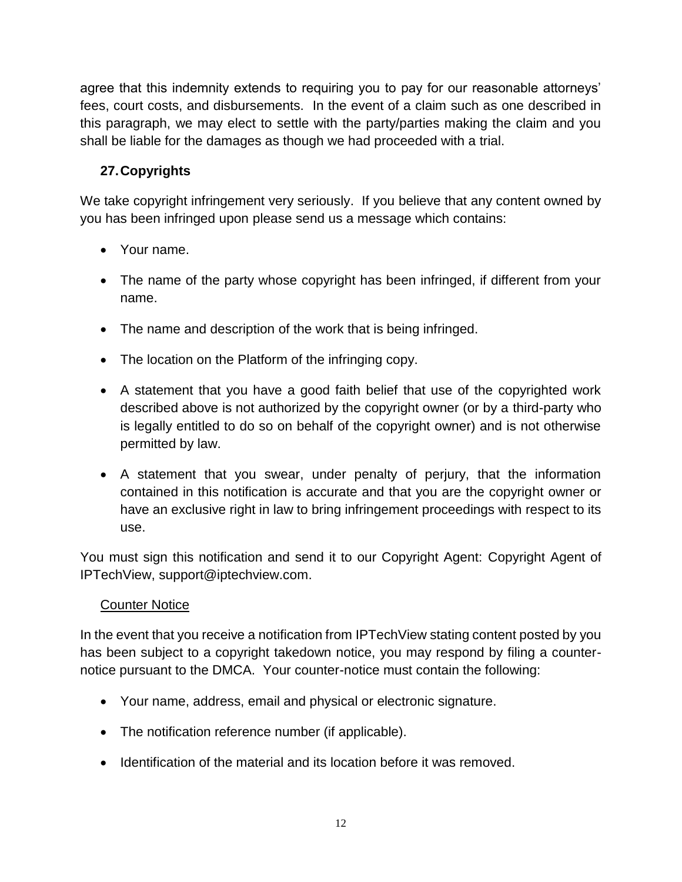agree that this indemnity extends to requiring you to pay for our reasonable attorneys' fees, court costs, and disbursements. In the event of a claim such as one described in this paragraph, we may elect to settle with the party/parties making the claim and you shall be liable for the damages as though we had proceeded with a trial.

## 27. Copyrights

We take copyright infringement very seriously. If you believe that any content owned by you has been infringed upon please send us a message which contains:

- Your name.
- The name of the party whose copyright has been infringed, if different from your name.
- The name and description of the work that is being infringed.
- The location on the Platform of the infringing copy.
- A statement that you have a good faith belief that use of the copyrighted work described above is not authorized by the copyright owner (or by a third-party who is legally entitled to do so on behalf of the copyright owner) and is not otherwise permitted by law.
- A statement that you swear, under penalty of perjury, that the information contained in this notification is accurate and that you are the copyright owner or have an exclusive right in law to bring infringement proceedings with respect to its use.

You must sign this notification and send it to our Copyright Agent: Copyright Agent of IPTechView, support@iptechview.com.

<u>Counter Notice</u>

In the event that you receive a notification from IPTechView stating content posted by you has been subject to a copyright takedown notice, you may respond by filing a counter-notice pursuant to the DMCA. Your counter-notice must contain the following:

- Your name, address, email and physical or electronic signature.
- The notification reference number (if applicable).
- Identification of the material and its location before it was removed.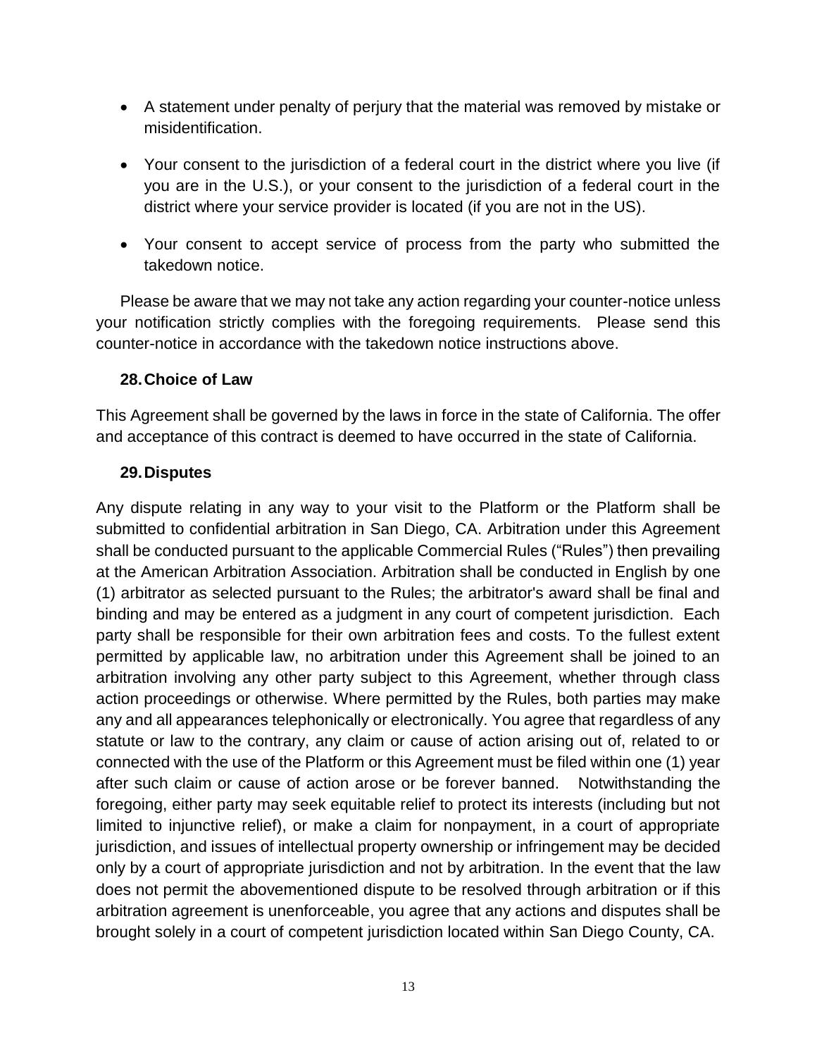- A statement under penalty of perjury that the material was removed by mistake or misidentification.
- Your consent to the jurisdiction of a federal court in the district where you live (if you are in the U.S.), or your consent to the jurisdiction of a federal court in the district where your service provider is located (if you are not in the US).
- Your consent to accept service of process from the party who submitted the takedown notice.

Please be aware that we may not take any action regarding your counter-notice unless your notification strictly complies with the foregoing requirements. Please send this counter-notice in accordance with the takedown notice instructions above.

### 28. Choice of Law

This Agreement shall be governed by the laws in force in the state of California. The offer and acceptance of this contract is deemed to have occurred in the state of California.

### 29. Disputes

Any dispute relating in any way to your visit to the Platform or the Platform shall be submitted to confidential arbitration in San Diego, CA. Arbitration under this Agreement shall be conducted pursuant to the applicable Commercial Rules ("Rules") then prevailing at the American Arbitration Association. Arbitration shall be conducted in English by one (1) arbitrator as selected pursuant to the Rules; the arbitrator's award shall be final and binding and may be entered as a judgment in any court of competent jurisdiction. Each party shall be responsible for their own arbitration fees and costs. To the fullest extent permitted by applicable law, no arbitration under this Agreement shall be joined to an arbitration involving any other party subject to this Agreement, whether through class action proceedings or otherwise. Where permitted by the Rules, both parties may make any and all appearances telephonically or electronically. You agree that regardless of any statute or law to the contrary, any claim or cause of action arising out of, related to or connected with the use of the Platform or this Agreement must be filed within one (1) year after such claim or cause of action arose or be forever banned. Notwithstanding the foregoing, either party may seek equitable relief to protect its interests (including but not limited to injunctive relief), or make a claim for nonpayment, in a court of appropriate jurisdiction, and issues of intellectual property ownership or infringement may be decided only by a court of appropriate jurisdiction and not by arbitration. In the event that the law does not permit the abovementioned dispute to be resolved through arbitration or if this arbitration agreement is unenforceable, you agree that any actions and disputes shall be brought solely in a court of competent jurisdiction located within San Diego County, CA.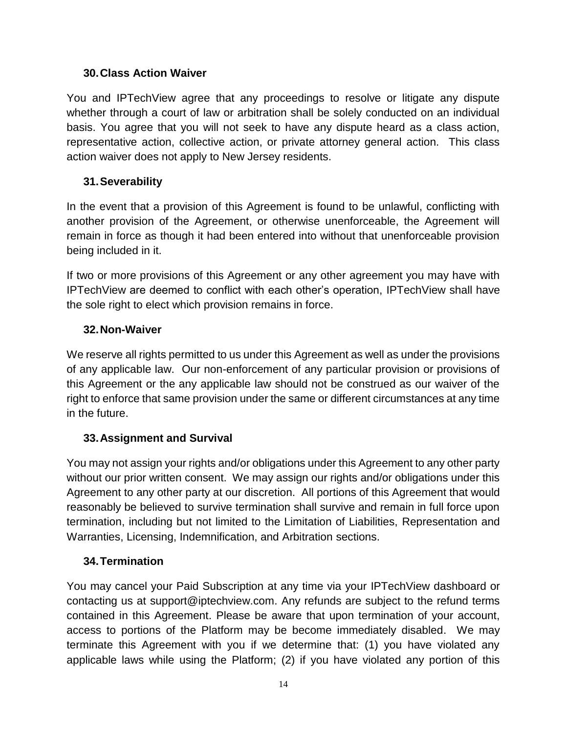## 30. Class Action Waiver

You and IPTechView agree that any proceedings to resolve or litigate any dispute whether through a court of law or arbitration shall be solely conducted on an individual basis. You agree that you will not seek to have any dispute heard as a class action, representative action, collective action, or private attorney general action. This class action waiver does not apply to New Jersey residents.

## 31. Severability

In the event that a provision of this Agreement is found to be unlawful, conflicting with another provision of the Agreement, or otherwise unenforceable, the Agreement will remain in force as though it had been entered into without that unenforceable provision being included in it.

If two or more provisions of this Agreement or any other agreement you may have with IPTechView are deemed to conflict with each other's operation, IPTechView shall have the sole right to elect which provision remains in force.

## 32. Non-Waiver

We reserve all rights permitted to us under this Agreement as well as under the provisions of any applicable law. Our non-enforcement of any particular provision or provisions of this Agreement or the any applicable law should not be construed as our waiver of the right to enforce that same provision under the same or different circumstances at any time in the future.

## 33. Assignment and Survival

You may not assign your rights and/or obligations under this Agreement to any other party without our prior written consent. We may assign our rights and/or obligations under this Agreement to any other party at our discretion. All portions of this Agreement that would reasonably be believed to survive termination shall survive and remain in full force upon termination, including but not limited to the Limitation of Liabilities, Representation and Warranties, Licensing, Indemnification, and Arbitration sections.

## 34. Termination

You may cancel your Paid Subscription at any time via your IPTechView dashboard or contacting us at support@iptechview.com. Any refunds are subject to the refund terms contained in this Agreement. Please be aware that upon termination of your account, access to portions of the Platform may be become immediately disabled. We may terminate this Agreement with you if we determine that: (1) you have violated any applicable laws while using the Platform; (2) if you have violated any portion of this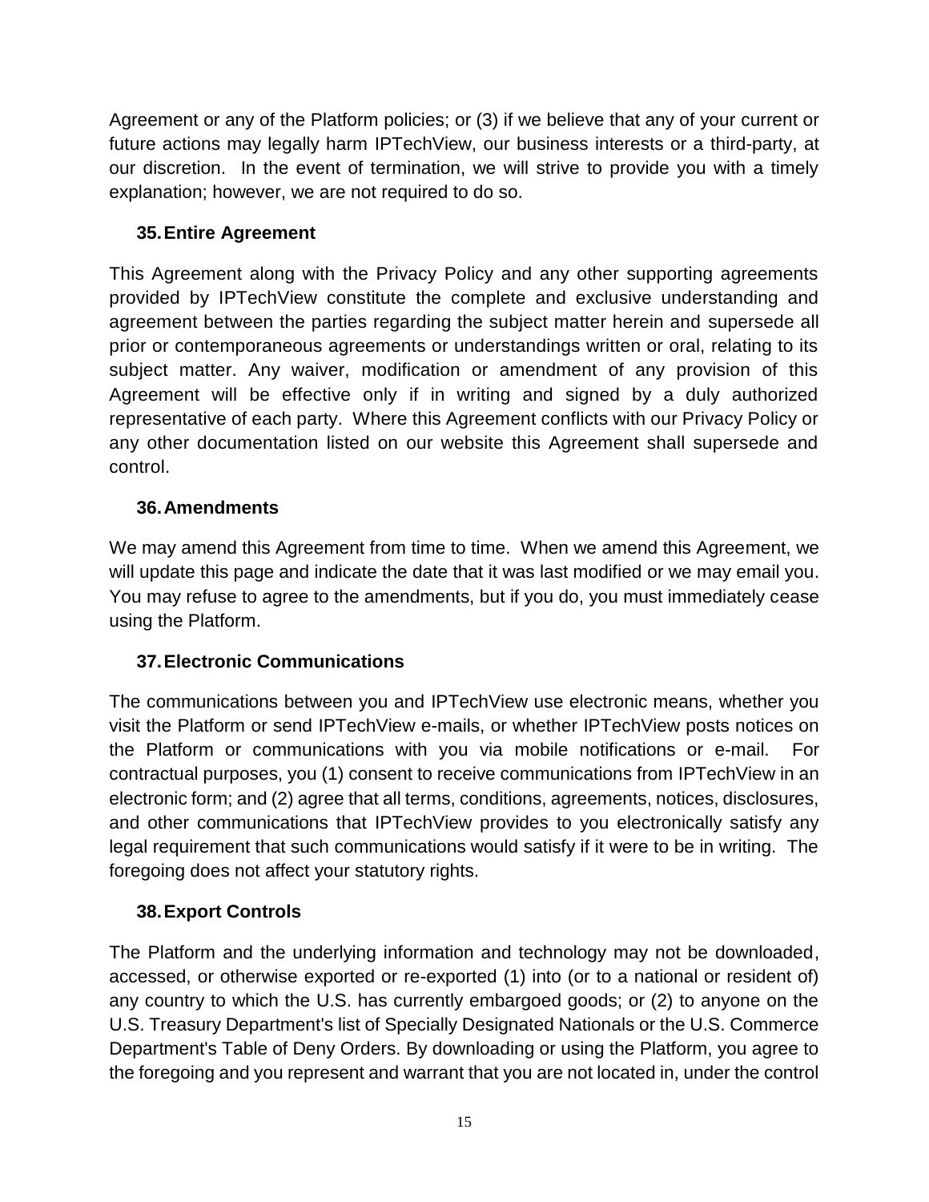Agreement or any of the Platform policies; or (3) if we believe that any of your current or future actions may legally harm IPTechView, our business interests or a third-party, at our discretion. In the event of termination, we will strive to provide you with a timely explanation; however, we are not required to do so.

### 35. Entire Agreement

This Agreement along with the Privacy Policy and any other supporting agreements provided by IPTechView constitute the complete and exclusive understanding and agreement between the parties regarding the subject matter herein and supersede all prior or contemporaneous agreements or understandings written or oral, relating to its subject matter. Any waiver, modification or amendment of any provision of this Agreement will be effective only if in writing and signed by a duly authorized representative of each party. Where this Agreement conflicts with our Privacy Policy or any other documentation listed on our website this Agreement shall supersede and control.

### 36. Amendments

We may amend this Agreement from time to time. When we amend this Agreement, we will update this page and indicate the date that it was last modified or we may email you. You may refuse to agree to the amendments, but if you do, you must immediately cease using the Platform.

### 37. Electronic Communications

The communications between you and IPTechView use electronic means, whether you visit the Platform or send IPTechView e-mails, or whether IPTechView posts notices on the Platform or communications with you via mobile notifications or e-mail. For contractual purposes, you (1) consent to receive communications from IPTechView in an electronic form; and (2) agree that all terms, conditions, agreements, notices, disclosures, and other communications that IPTechView provides to you electronically satisfy any legal requirement that such communications would satisfy if it were to be in writing. The foregoing does not affect your statutory rights.

### 38. Export Controls

The Platform and the underlying information and technology may not be downloaded, accessed, or otherwise exported or re-exported (1) into (or to a national or resident of) any country to which the U.S. has currently embargoed goods; or (2) to anyone on the U.S. Treasury Department's list of Specially Designated Nationals or the U.S. Commerce Department's Table of Deny Orders. By downloading or using the Platform, you agree to the foregoing and you represent and warrant that you are not located in, under the control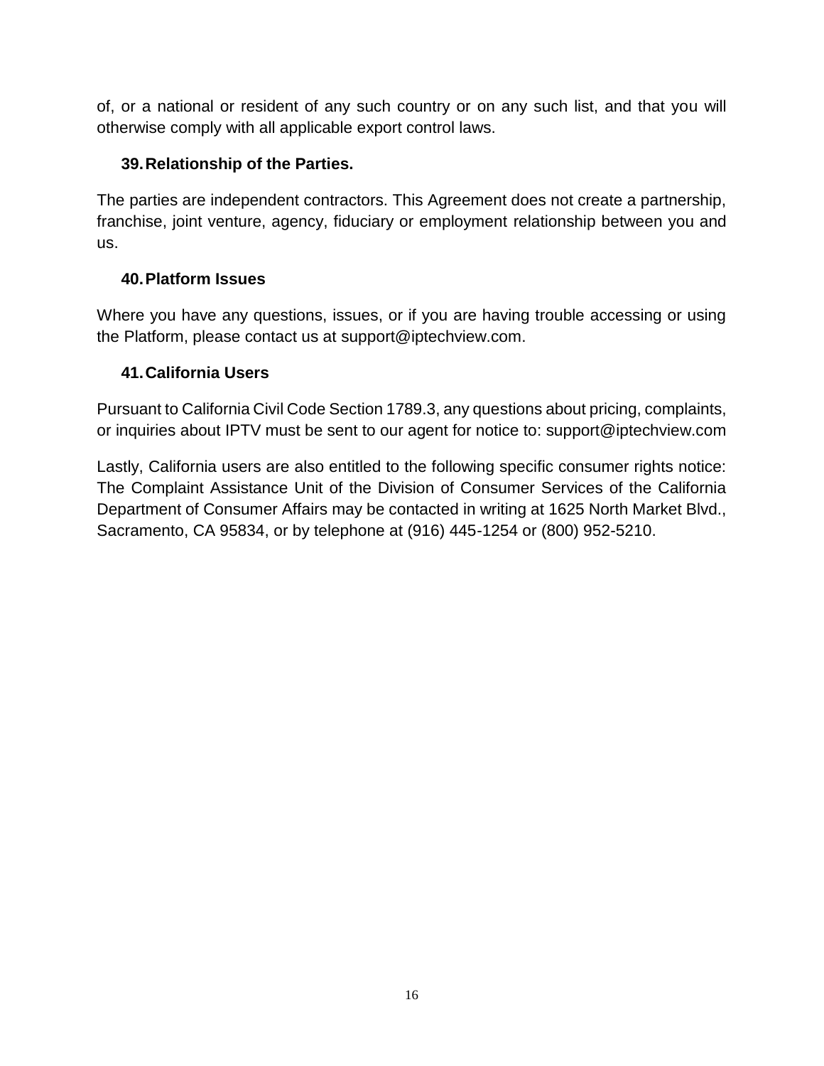of, or a national or resident of any such country or on any such list, and that you will otherwise comply with all applicable export control laws.

### 39. Relationship of the Parties.

The parties are independent contractors. This Agreement does not create a partnership, franchise, joint venture, agency, fiduciary or employment relationship between you and us.

### 40. Platform Issues

Where you have any questions, issues, or if you are having trouble accessing or using the Platform, please contact us at support@iptechview.com.

### 41. California Users

Pursuant to California Civil Code Section 1789.3, any questions about pricing, complaints, or inquiries about IPTV must be sent to our agent for notice to: support@iptechview.com

Lastly, California users are also entitled to the following specific consumer rights notice: The Complaint Assistance Unit of the Division of Consumer Services of the California Department of Consumer Affairs may be contacted in writing at 1625 North Market Blvd., Sacramento, CA 95834, or by telephone at (916) 445-1254 or (800) 952-5210.